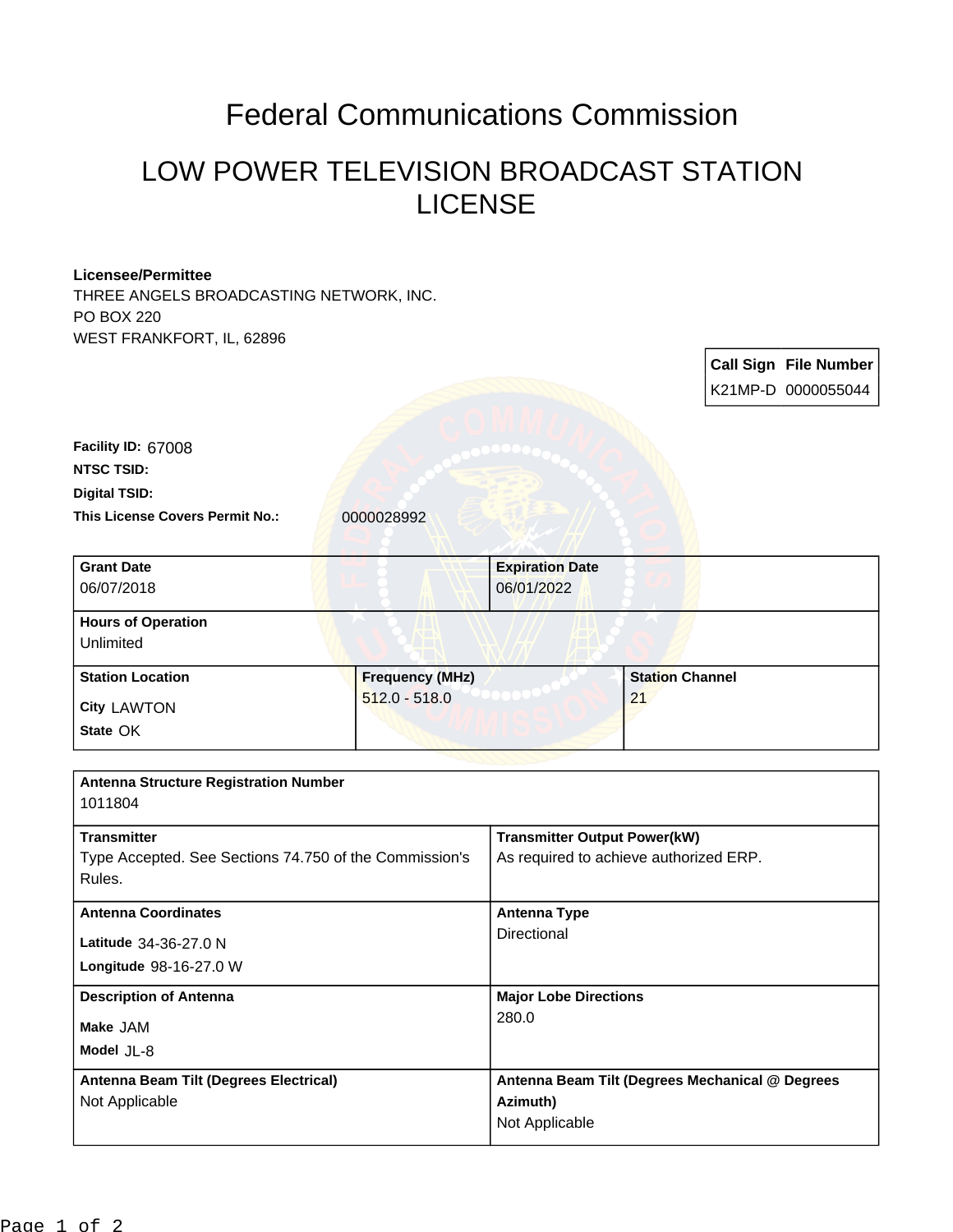# Federal Communications Commission

## LOW POWER TELEVISION BROADCAST STATION LICENSE

**Licensee/Permittee**
THREE ANGELS BROADCASTING NETWORK, INC.
PO BOX 220
WEST FRANKFORT, IL, 62896

| Call Sign | File Number |
| --- | --- |
| K21MP-D | 0000055044 |

**Facility ID:** 67008
**NTSC TSID:**
**Digital TSID:**
**This License Covers Permit No.:** 0000028992

| Grant Date | Expiration Date |
| --- | --- |
| 06/07/2018 | 06/01/2022 |

| Hours of Operation |
| --- |
| Unlimited |

| Station Location | Frequency (MHz) | Station Channel |
| --- | --- | --- |
| City LAWTON<br>State OK | 512.0 - 518.0 | 21 |

| Antenna Structure Registration Number | |
| --- | --- |
| 1011804 | |
| **Transmitter** | **Transmitter Output Power(kW)** |
| Type Accepted. See Sections 74.750 of the Commission's Rules. | As required to achieve authorized ERP. |
| **Antenna Coordinates** | **Antenna Type** |
| Latitude 34-36-27.0 N<br>Longitude 98-16-27.0 W | Directional |
| **Description of Antenna** | **Major Lobe Directions** |
| Make JAM<br>Model JL-8 | 280.0 |
| **Antenna Beam Tilt (Degrees Electrical)** | **Antenna Beam Tilt (Degrees Mechanical @ Degrees Azimuth)** |
| Not Applicable | Not Applicable |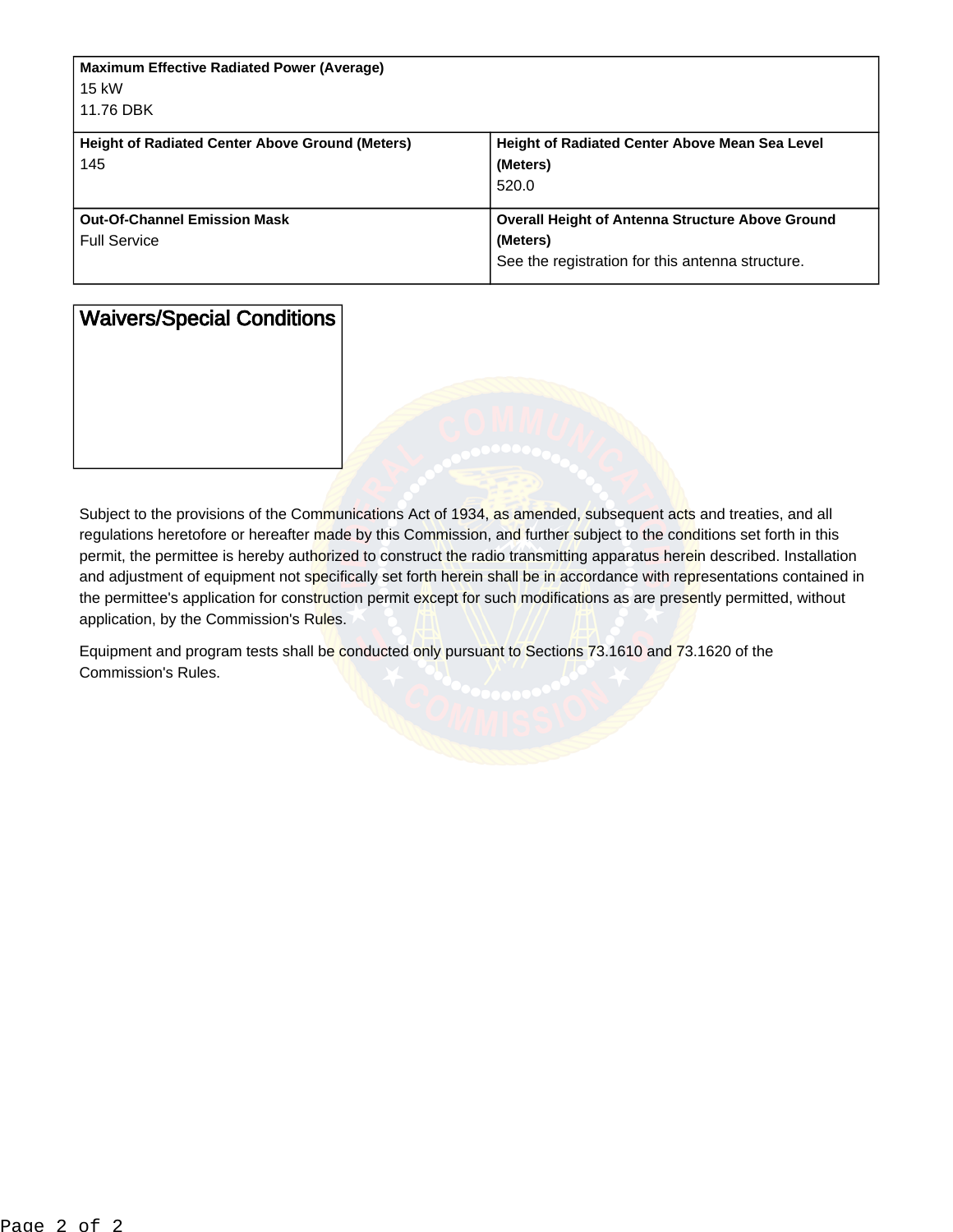| | |
|---|---|
| **Maximum Effective Radiated Power (Average)**<br>15 kW<br>11.76 DBK | |
| **Height of Radiated Center Above Ground (Meters)**<br>145 | **Height of Radiated Center Above Mean Sea Level (Meters)**<br>520.0 |
| **Out-Of-Channel Emission Mask**<br>Full Service | **Overall Height of Antenna Structure Above Ground (Meters)**<br>See the registration for this antenna structure. |

## Waivers/Special Conditions

Subject to the provisions of the Communications Act of 1934, as amended, subsequent acts and treaties, and all regulations heretofore or hereafter made by this Commission, and further subject to the conditions set forth in this permit, the permittee is hereby authorized to construct the radio transmitting apparatus herein described. Installation and adjustment of equipment not specifically set forth herein shall be in accordance with representations contained in the permittee's application for construction permit except for such modifications as are presently permitted, without application, by the Commission's Rules.

Equipment and program tests shall be conducted only pursuant to Sections 73.1610 and 73.1620 of the Commission's Rules.